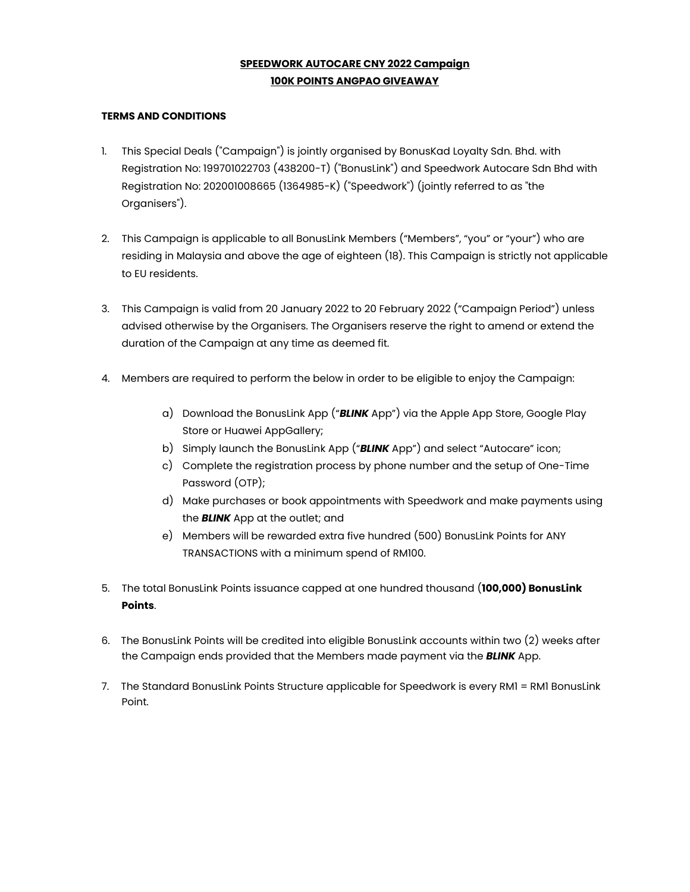**<u>SPEEDWORK AUTOCARE CNY 2022 Campaign</u>**
**<u>100K POINTS ANGPAO GIVEAWAY</u>**

**TERMS AND CONDITIONS**

1. This Special Deals ("Campaign") is jointly organised by BonusKad Loyalty Sdn. Bhd. with Registration No: 199701022703 (438200-T) ("BonusLink") and Speedwork Autocare Sdn Bhd with Registration No: 202001008665 (1364985-K) ("Speedwork") (jointly referred to as "the Organisers").

2. This Campaign is applicable to all BonusLink Members ("Members", "you" or "your") who are residing in Malaysia and above the age of eighteen (18). This Campaign is strictly not applicable to EU residents.

3. This Campaign is valid from 20 January 2022 to 20 February 2022 ("Campaign Period") unless advised otherwise by the Organisers. The Organisers reserve the right to amend or extend the duration of the Campaign at any time as deemed fit.

4. Members are required to perform the below in order to be eligible to enjoy the Campaign:

   a) Download the BonusLink App ("***BLINK*** App") via the Apple App Store, Google Play Store or Huawei AppGallery;
   b) Simply launch the BonusLink App ("***BLINK*** App") and select "Autocare" icon;
   c) Complete the registration process by phone number and the setup of One-Time Password (OTP);
   d) Make purchases or book appointments with Speedwork and make payments using the ***BLINK*** App at the outlet; and
   e) Members will be rewarded extra five hundred (500) BonusLink Points for ANY TRANSACTIONS with a minimum spend of RM100.

5. The total BonusLink Points issuance capped at one hundred thousand (**100,000) BonusLink Points**.

6. The BonusLink Points will be credited into eligible BonusLink accounts within two (2) weeks after the Campaign ends provided that the Members made payment via the ***BLINK*** App.

7. The Standard BonusLink Points Structure applicable for Speedwork is every RM1 = RM1 BonusLink Point.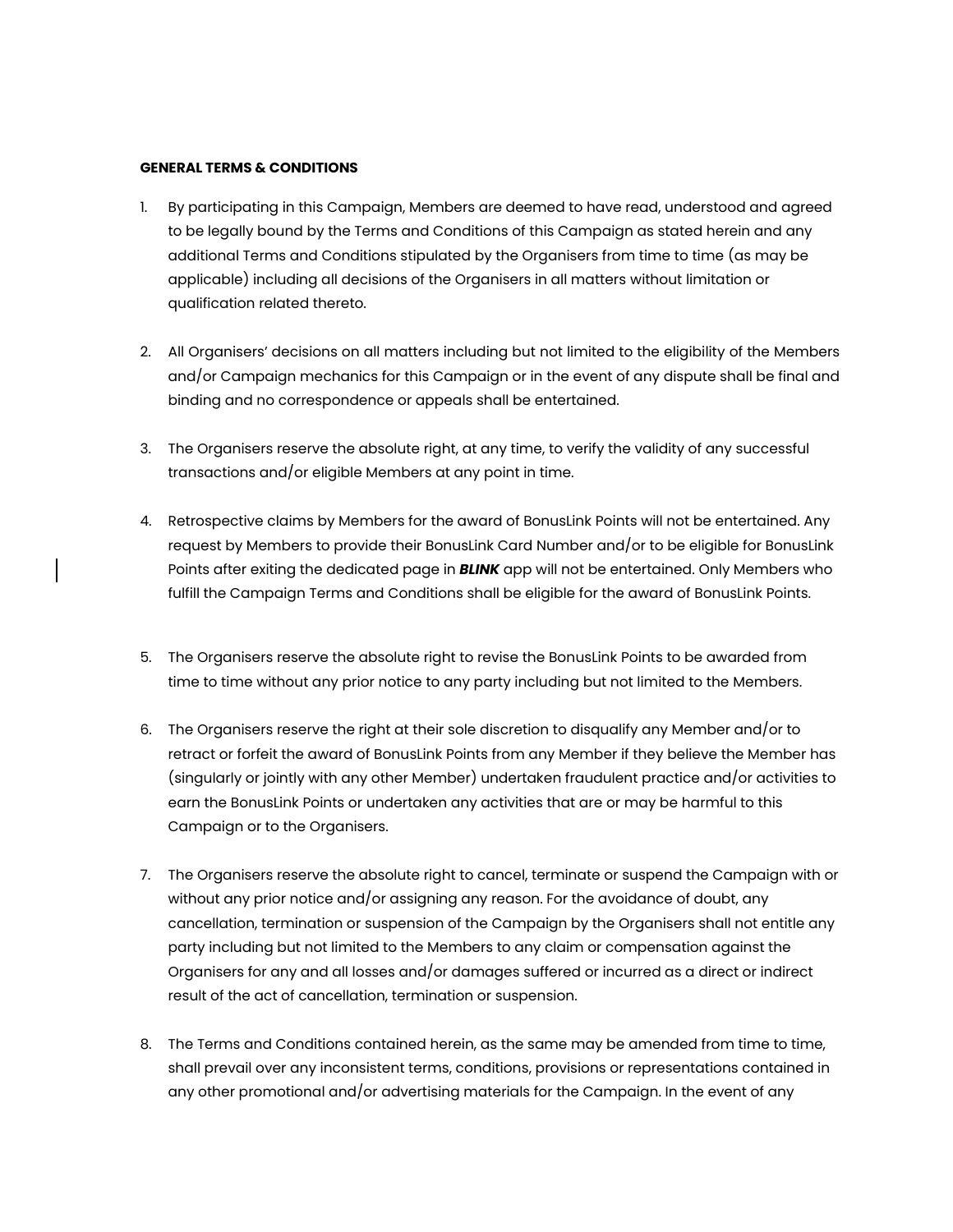**GENERAL TERMS & CONDITIONS**

1. By participating in this Campaign, Members are deemed to have read, understood and agreed to be legally bound by the Terms and Conditions of this Campaign as stated herein and any additional Terms and Conditions stipulated by the Organisers from time to time (as may be applicable) including all decisions of the Organisers in all matters without limitation or qualification related thereto.

2. All Organisers' decisions on all matters including but not limited to the eligibility of the Members and/or Campaign mechanics for this Campaign or in the event of any dispute shall be final and binding and no correspondence or appeals shall be entertained.

3. The Organisers reserve the absolute right, at any time, to verify the validity of any successful transactions and/or eligible Members at any point in time.

4. Retrospective claims by Members for the award of BonusLink Points will not be entertained. Any request by Members to provide their BonusLink Card Number and/or to be eligible for BonusLink Points after exiting the dedicated page in ***BLINK*** app will not be entertained. Only Members who fulfill the Campaign Terms and Conditions shall be eligible for the award of BonusLink Points.

5. The Organisers reserve the absolute right to revise the BonusLink Points to be awarded from time to time without any prior notice to any party including but not limited to the Members.

6. The Organisers reserve the right at their sole discretion to disqualify any Member and/or to retract or forfeit the award of BonusLink Points from any Member if they believe the Member has (singularly or jointly with any other Member) undertaken fraudulent practice and/or activities to earn the BonusLink Points or undertaken any activities that are or may be harmful to this Campaign or to the Organisers.

7. The Organisers reserve the absolute right to cancel, terminate or suspend the Campaign with or without any prior notice and/or assigning any reason. For the avoidance of doubt, any cancellation, termination or suspension of the Campaign by the Organisers shall not entitle any party including but not limited to the Members to any claim or compensation against the Organisers for any and all losses and/or damages suffered or incurred as a direct or indirect result of the act of cancellation, termination or suspension.

8. The Terms and Conditions contained herein, as the same may be amended from time to time, shall prevail over any inconsistent terms, conditions, provisions or representations contained in any other promotional and/or advertising materials for the Campaign. In the event of any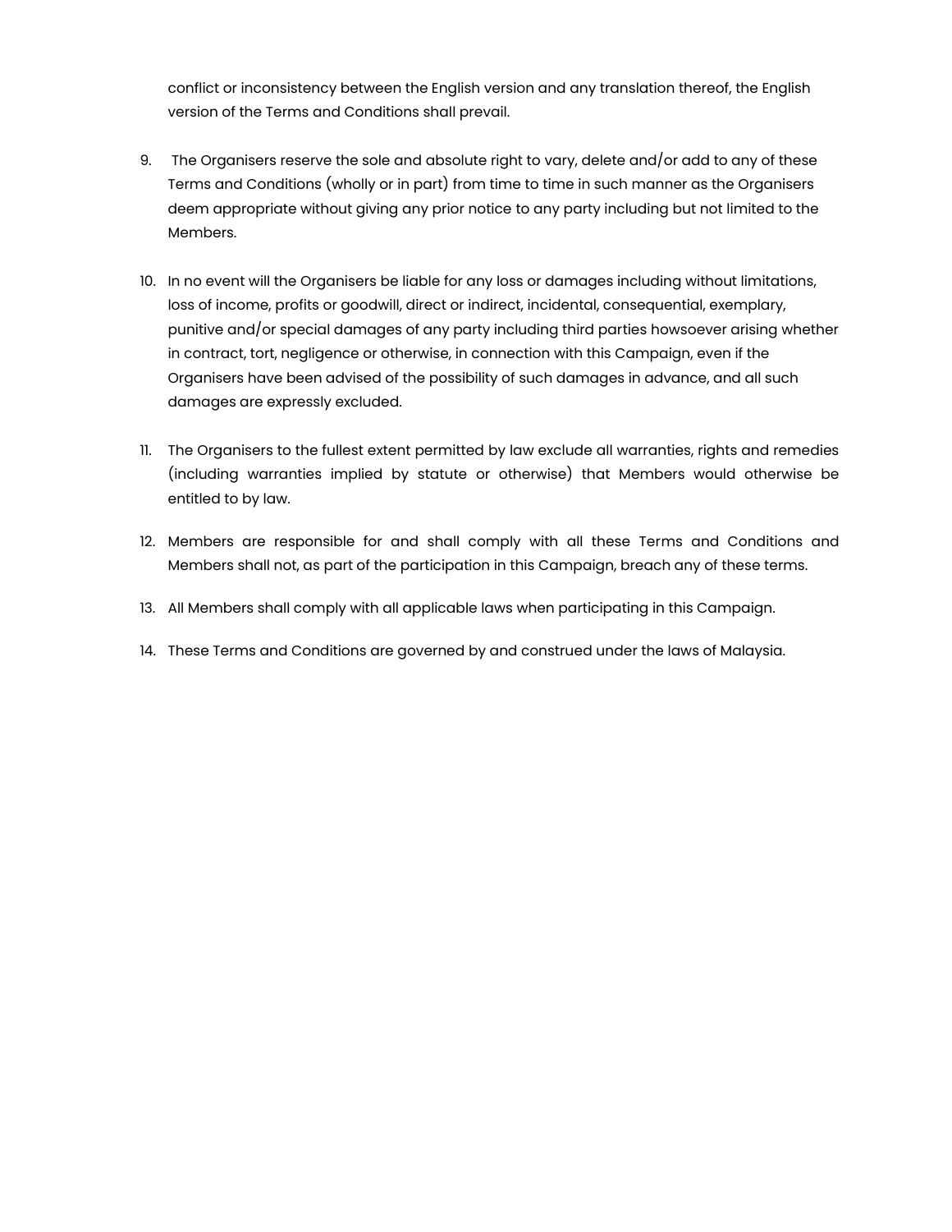conflict or inconsistency between the English version and any translation thereof, the English version of the Terms and Conditions shall prevail.

9. The Organisers reserve the sole and absolute right to vary, delete and/or add to any of these Terms and Conditions (wholly or in part) from time to time in such manner as the Organisers deem appropriate without giving any prior notice to any party including but not limited to the Members.

10. In no event will the Organisers be liable for any loss or damages including without limitations, loss of income, profits or goodwill, direct or indirect, incidental, consequential, exemplary, punitive and/or special damages of any party including third parties howsoever arising whether in contract, tort, negligence or otherwise, in connection with this Campaign, even if the Organisers have been advised of the possibility of such damages in advance, and all such damages are expressly excluded.

11. The Organisers to the fullest extent permitted by law exclude all warranties, rights and remedies (including warranties implied by statute or otherwise) that Members would otherwise be entitled to by law.

12. Members are responsible for and shall comply with all these Terms and Conditions and Members shall not, as part of the participation in this Campaign, breach any of these terms.

13. All Members shall comply with all applicable laws when participating in this Campaign.

14. These Terms and Conditions are governed by and construed under the laws of Malaysia.